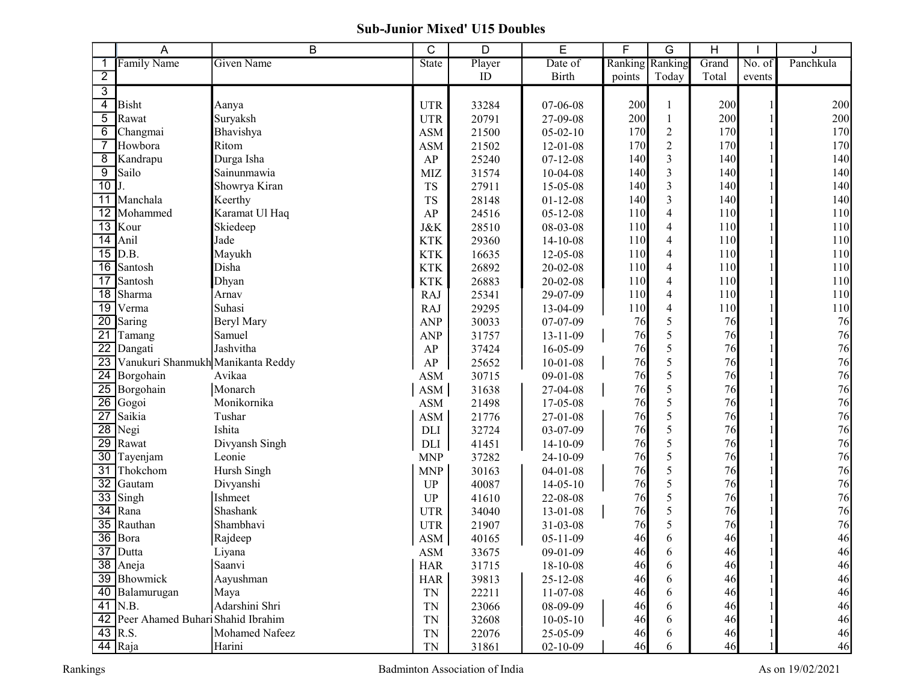# Sub-Junior Mixed' U15 Doubles

| Family Name | Given Name | State | Player ID | Date of Birth | Ranking points | Ranking Today | Grand Total | No. of events | Panchkula |
|---|---|---|---|---|---|---|---|---|---|
| Bisht | Aanya | UTR | 33284 | 07-06-08 | 200 | 1 | 200 | 1 | 200 |
| Rawat | Suryaksh | UTR | 20791 | 27-09-08 | 200 | 1 | 200 | 1 | 200 |
| Changmai | Bhavishya | ASM | 21500 | 05-02-10 | 170 | 2 | 170 | 1 | 170 |
| Howbora | Ritom | ASM | 21502 | 12-01-08 | 170 | 2 | 170 | 1 | 170 |
| Kandrapu | Durga Isha | AP | 25240 | 07-12-08 | 140 | 3 | 140 | 1 | 140 |
| Sailo | Sainunmawia | MIZ | 31574 | 10-04-08 | 140 | 3 | 140 | 1 | 140 |
| J. | Showrya Kiran | TS | 27911 | 15-05-08 | 140 | 3 | 140 | 1 | 140 |
| Manchala | Keerthy | TS | 28148 | 01-12-08 | 140 | 3 | 140 | 1 | 140 |
| Mohammed | Karamat Ul Haq | AP | 24516 | 05-12-08 | 110 | 4 | 110 | 1 | 110 |
| Kour | Skiedeep | J&K | 28510 | 08-03-08 | 110 | 4 | 110 | 1 | 110 |
| Anil | Jade | KTK | 29360 | 14-10-08 | 110 | 4 | 110 | 1 | 110 |
| D.B. | Mayukh | KTK | 16635 | 12-05-08 | 110 | 4 | 110 | 1 | 110 |
| Santosh | Disha | KTK | 26892 | 20-02-08 | 110 | 4 | 110 | 1 | 110 |
| Santosh | Dhyan | KTK | 26883 | 20-02-08 | 110 | 4 | 110 | 1 | 110 |
| Sharma | Arnav | RAJ | 25341 | 29-07-09 | 110 | 4 | 110 | 1 | 110 |
| Verma | Suhasi | RAJ | 29295 | 13-04-09 | 110 | 4 | 110 | 1 | 110 |
| Saring | Beryl Mary | ANP | 30033 | 07-07-09 | 76 | 5 | 76 | 1 | 76 |
| Tamang | Samuel | ANP | 31757 | 13-11-09 | 76 | 5 | 76 | 1 | 76 |
| Dangati | Jashvitha | AP | 37424 | 16-05-09 | 76 | 5 | 76 | 1 | 76 |
| Vanukuri Shanmukh | Manikanta Reddy | AP | 25652 | 10-01-08 | 76 | 5 | 76 | 1 | 76 |
| Borgohain | Avikaa | ASM | 30715 | 09-01-08 | 76 | 5 | 76 | 1 | 76 |
| Borgohain | Monarch | ASM | 31638 | 27-04-08 | 76 | 5 | 76 | 1 | 76 |
| Gogoi | Monikornika | ASM | 21498 | 17-05-08 | 76 | 5 | 76 | 1 | 76 |
| Saikia | Tushar | ASM | 21776 | 27-01-08 | 76 | 5 | 76 | 1 | 76 |
| Negi | Ishita | DLI | 32724 | 03-07-09 | 76 | 5 | 76 | 1 | 76 |
| Rawat | Divyansh Singh | DLI | 41451 | 14-10-09 | 76 | 5 | 76 | 1 | 76 |
| Tayenjam | Leonie | MNP | 37282 | 24-10-09 | 76 | 5 | 76 | 1 | 76 |
| Thokchom | Hursh Singh | MNP | 30163 | 04-01-08 | 76 | 5 | 76 | 1 | 76 |
| Gautam | Divyanshi | UP | 40087 | 14-05-10 | 76 | 5 | 76 | 1 | 76 |
| Singh | Ishmeet | UP | 41610 | 22-08-08 | 76 | 5 | 76 | 1 | 76 |
| Rana | Shashank | UTR | 34040 | 13-01-08 | 76 | 5 | 76 | 1 | 76 |
| Rauthan | Shambhavi | UTR | 21907 | 31-03-08 | 76 | 5 | 76 | 1 | 76 |
| Bora | Rajdeep | ASM | 40165 | 05-11-09 | 46 | 6 | 46 | 1 | 46 |
| Dutta | Liyana | ASM | 33675 | 09-01-09 | 46 | 6 | 46 | 1 | 46 |
| Aneja | Saanvi | HAR | 31715 | 18-10-08 | 46 | 6 | 46 | 1 | 46 |
| Bhowmick | Aayushman | HAR | 39813 | 25-12-08 | 46 | 6 | 46 | 1 | 46 |
| Balamurugan | Maya | TN | 22211 | 11-07-08 | 46 | 6 | 46 | 1 | 46 |
| N.B. | Adarshini Shri | TN | 23066 | 08-09-09 | 46 | 6 | 46 | 1 | 46 |
| Peer Ahamed Buhari | Shahid Ibrahim | TN | 32608 | 10-05-10 | 46 | 6 | 46 | 1 | 46 |
| R.S. | Mohamed Nafeez | TN | 22076 | 25-05-09 | 46 | 6 | 46 | 1 | 46 |
| Raja | Harini | TN | 31861 | 02-10-09 | 46 | 6 | 46 | 1 | 46 |

Rankings — Badminton Association of India — As on 19/02/2021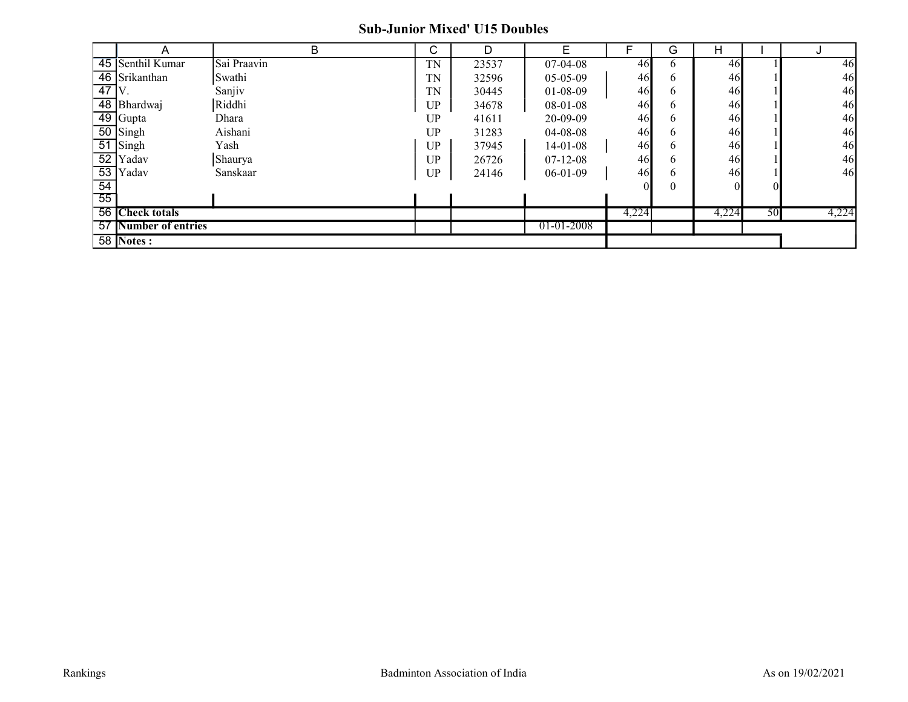## Sub-Junior Mixed' U15 Doubles

| | A | B | C | D | E | F | G | H | I | J |
|---|---|---|---|---|---|---|---|---|---|---|
| 45 | Senthil Kumar | Sai Praavin | TN | 23537 | 07-04-08 | 46 | 6 | 46 | 1 | 46 |
| 46 | Srikanthan | Swathi | TN | 32596 | 05-05-09 | 46 | 6 | 46 | 1 | 46 |
| 47 | V. | Sanjiv | TN | 30445 | 01-08-09 | 46 | 6 | 46 | 1 | 46 |
| 48 | Bhardwaj | Riddhi | UP | 34678 | 08-01-08 | 46 | 6 | 46 | 1 | 46 |
| 49 | Gupta | Dhara | UP | 41611 | 20-09-09 | 46 | 6 | 46 | 1 | 46 |
| 50 | Singh | Aishani | UP | 31283 | 04-08-08 | 46 | 6 | 46 | 1 | 46 |
| 51 | Singh | Yash | UP | 37945 | 14-01-08 | 46 | 6 | 46 | 1 | 46 |
| 52 | Yadav | Shaurya | UP | 26726 | 07-12-08 | 46 | 6 | 46 | 1 | 46 |
| 53 | Yadav | Sanskaar | UP | 24146 | 06-01-09 | 46 | 6 | 46 | 1 | 46 |
| 54 | | | | | | 0 | 0 | 0 | 0 | |
| 55 | | | | | | | | | | |
| 56 | **Check totals** | | | | | 4,224 | | 4,224 | 50 | 4,224 |
| 57 | **Number of entries** | | | | 01-01-2008 | | | | | |
| 58 | **Notes :** | | | | | | | | | |

Rankings | Badminton Association of India | As on 19/02/2021